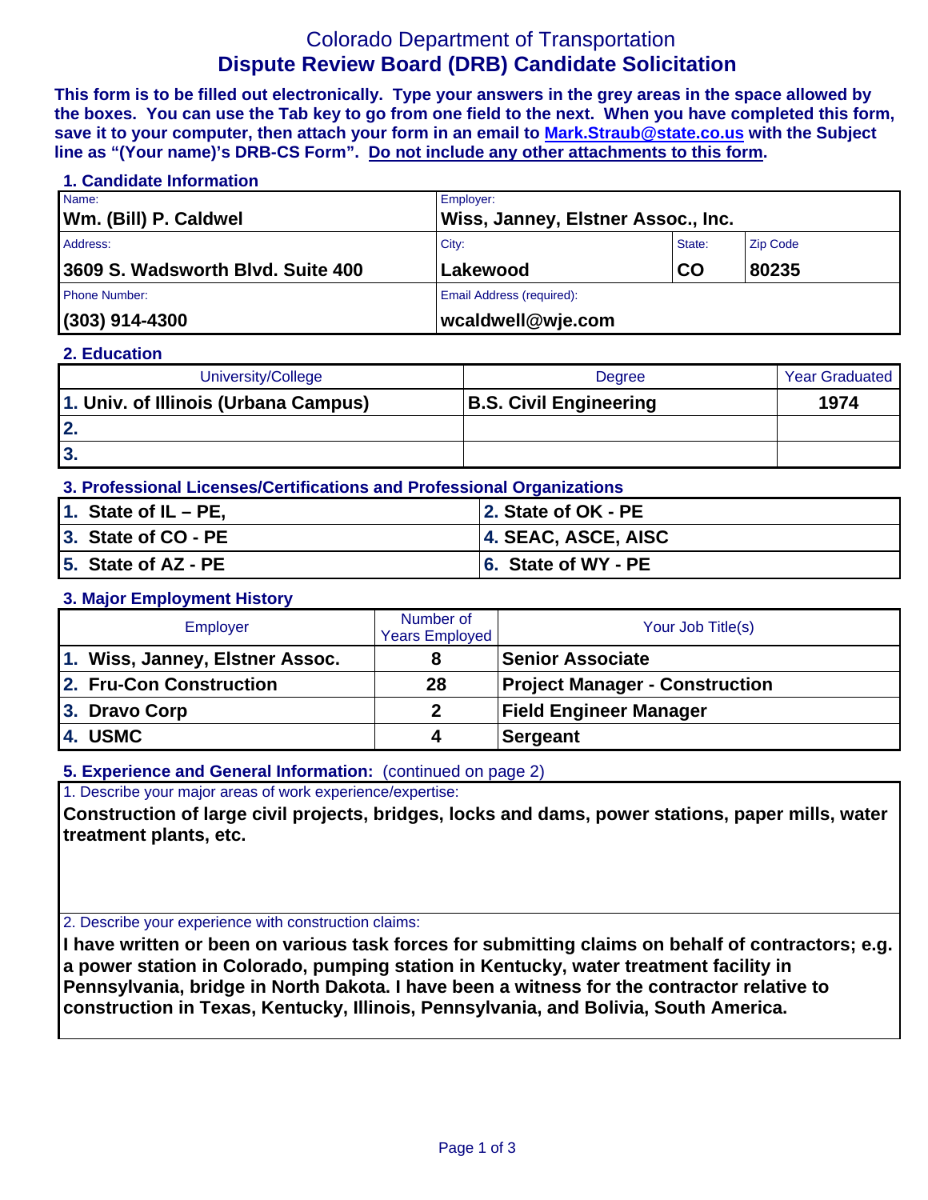# Colorado Department of Transportation
## Dispute Review Board (DRB) Candidate Solicitation

**This form is to be filled out electronically. Type your answers in the grey areas in the space allowed by the boxes. You can use the Tab key to go from one field to the next. When you have completed this form, save it to your computer, then attach your form in an email to Mark.Straub@state.co.us with the Subject line as "(Your name)'s DRB-CS Form". Do not include any other attachments to this form.**

### 1. Candidate Information

| | | | |
|---|---|---|---|
| Name: **Wm. (Bill) P. Caldwel** | Employer: **Wiss, Janney, Elstner Assoc., Inc.** | | |
| Address: **3609 S. Wadsworth Blvd. Suite 400** | City: **Lakewood** | State: **CO** | Zip Code: **80235** |
| Phone Number: **(303) 914-4300** | Email Address (required): **wcaldwell@wje.com** | | |

### 2. Education

| University/College | Degree | Year Graduated |
|---|---|---|
| 1. **Univ. of Illinois (Urbana Campus)** | **B.S. Civil Engineering** | **1974** |
| 2. | | |
| 3. | | |

### 3. Professional Licenses/Certifications and Professional Organizations

| | |
|---|---|
| 1. **State of IL – PE,** | 2. **State of OK - PE** |
| 3. **State of CO - PE** | 4. **SEAC, ASCE, AISC** |
| 5. **State of AZ - PE** | 6. **State of WY - PE** |

### 3. Major Employment History

| Employer | Number of Years Employed | Your Job Title(s) |
|---|---|---|
| 1. **Wiss, Janney, Elstner Assoc.** | **8** | **Senior Associate** |
| 2. **Fru-Con Construction** | **28** | **Project Manager - Construction** |
| 3. **Dravo Corp** | **2** | **Field Engineer Manager** |
| 4. **USMC** | **4** | **Sergeant** |

### 5. Experience and General Information: (continued on page 2)

1. Describe your major areas of work experience/expertise:

**Construction of large civil projects, bridges, locks and dams, power stations, paper mills, water treatment plants, etc.**

2. Describe your experience with construction claims:

**I have written or been on various task forces for submitting claims on behalf of contractors; e.g. a power station in Colorado, pumping station in Kentucky, water treatment facility in Pennsylvania, bridge in North Dakota. I have been a witness for the contractor relative to construction in Texas, Kentucky, Illinois, Pennsylvania, and Bolivia, South America.**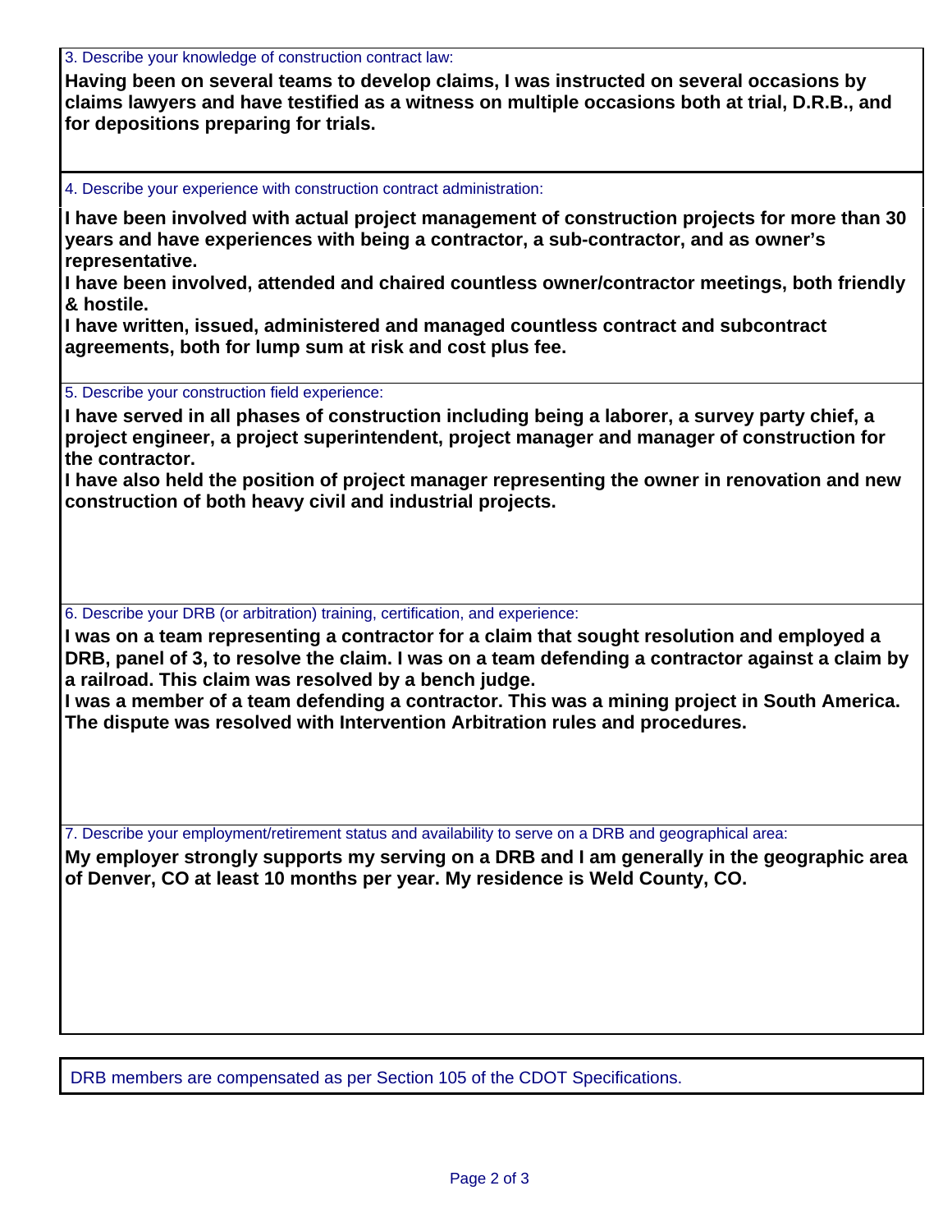3. Describe your knowledge of construction contract law:

**Having been on several teams to develop claims, I was instructed on several occasions by claims lawyers and have testified as a witness on multiple occasions both at trial, D.R.B., and for depositions preparing for trials.**

4. Describe your experience with construction contract administration:

**I have been involved with actual project management of construction projects for more than 30 years and have experiences with being a contractor, a sub-contractor, and as owner's representative.**
**I have been involved, attended and chaired countless owner/contractor meetings, both friendly & hostile.**
**I have written, issued, administered and managed countless contract and subcontract agreements, both for lump sum at risk and cost plus fee.**

5. Describe your construction field experience:

**I have served in all phases of construction including being a laborer, a survey party chief, a project engineer, a project superintendent, project manager and manager of construction for the contractor.**
**I have also held the position of project manager representing the owner in renovation and new construction of both heavy civil and industrial projects.**

6. Describe your DRB (or arbitration) training, certification, and experience:

**I was on a team representing a contractor for a claim that sought resolution and employed a DRB, panel of 3, to resolve the claim. I was on a team defending a contractor against a claim by a railroad. This claim was resolved by a bench judge.**
**I was a member of a team defending a contractor. This was a mining project in South America. The dispute was resolved with Intervention Arbitration rules and procedures.**

7. Describe your employment/retirement status and availability to serve on a DRB and geographical area:

**My employer strongly supports my serving on a DRB and I am generally in the geographic area of Denver, CO at least 10 months per year. My residence is Weld County, CO.**

DRB members are compensated as per Section 105 of the CDOT Specifications.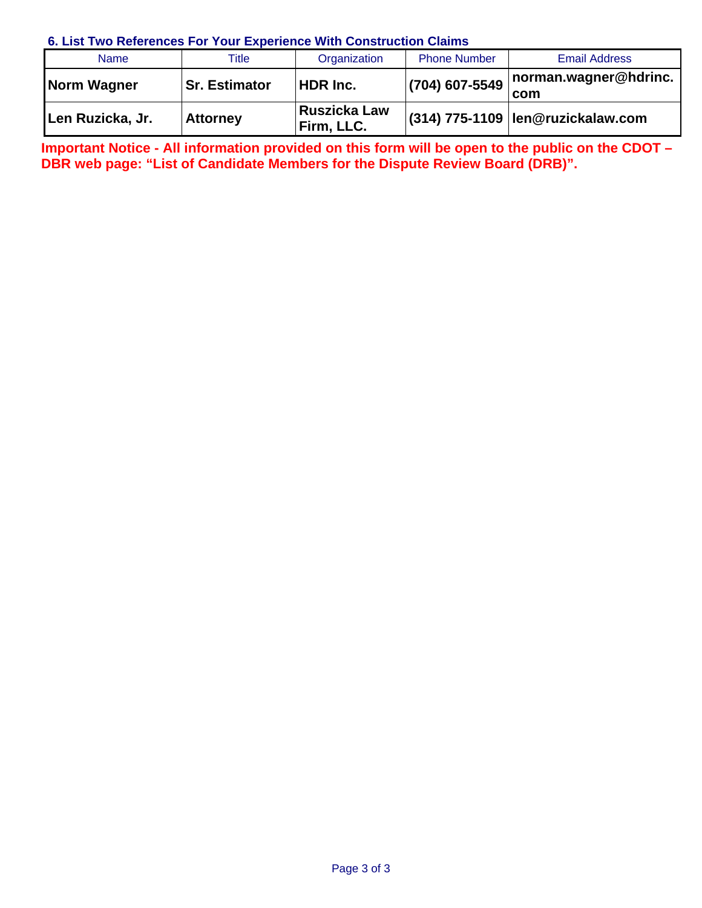### 6. List Two References For Your Experience With Construction Claims

| Name | Title | Organization | Phone Number | Email Address |
|---|---|---|---|---|
| **Norm Wagner** | **Sr. Estimator** | **HDR Inc.** | **(704) 607-5549** | **norman.wagner@hdrinc.com** |
| **Len Ruzicka, Jr.** | **Attorney** | **Ruszicka Law Firm, LLC.** | **(314) 775-1109** | **len@ruzickalaw.com** |

**Important Notice - All information provided on this form will be open to the public on the CDOT – DBR web page: “List of Candidate Members for the Dispute Review Board (DRB)”.**